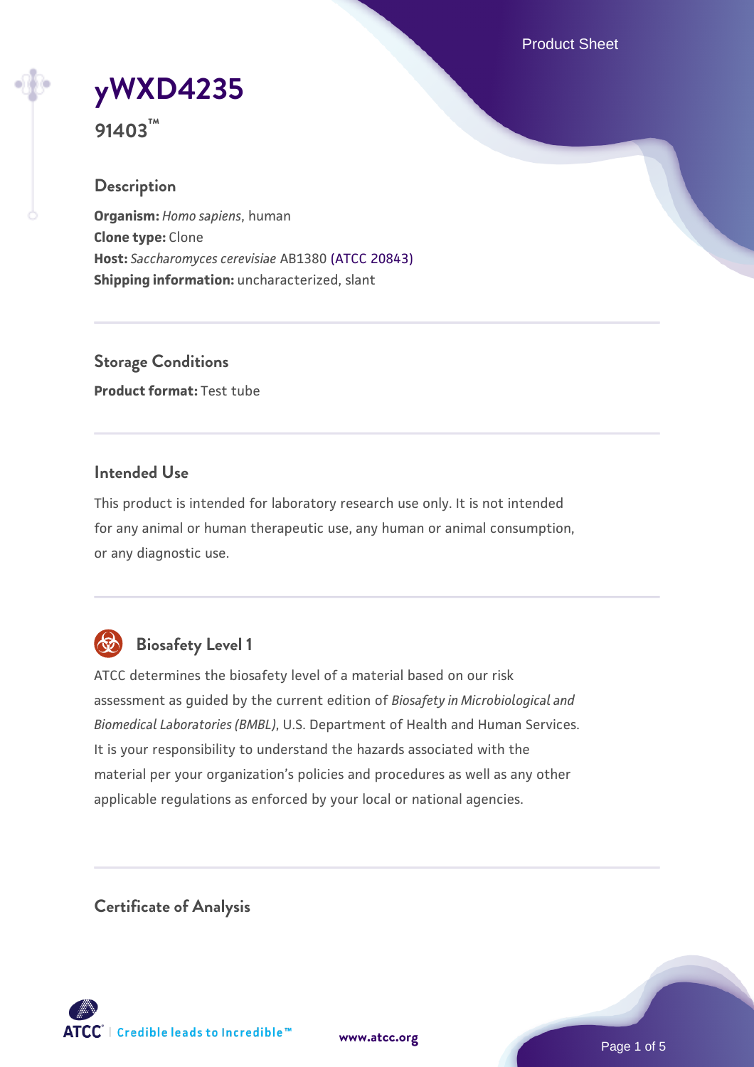# yWXD4235

**91403™**

## Description

**Organism:** *Homo sapiens*, human
**Clone type:** Clone
**Host:** *Saccharomyces cerevisiae* AB1380 (ATCC 20843)
**Shipping information:** uncharacterized, slant

## Storage Conditions

**Product format:** Test tube

## Intended Use

This product is intended for laboratory research use only. It is not intended for any animal or human therapeutic use, any human or animal consumption, or any diagnostic use.

## Biosafety Level 1

ATCC determines the biosafety level of a material based on our risk assessment as guided by the current edition of *Biosafety in Microbiological and Biomedical Laboratories (BMBL)*, U.S. Department of Health and Human Services. It is your responsibility to understand the hazards associated with the material per your organization's policies and procedures as well as any other applicable regulations as enforced by your local or national agencies.

## Certificate of Analysis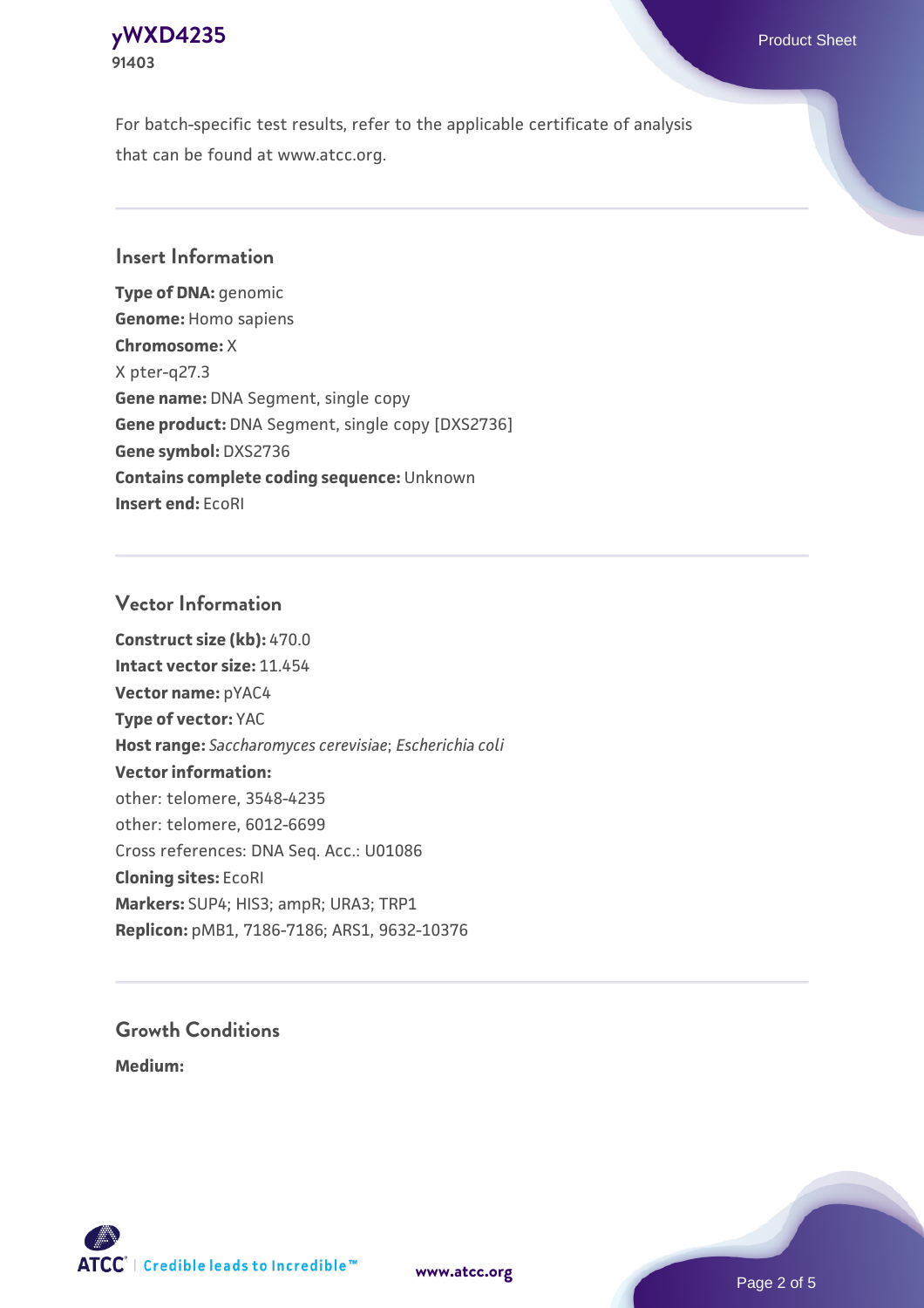For batch-specific test results, refer to the applicable certificate of analysis that can be found at www.atcc.org.

## Insert Information

**Type of DNA:** genomic
**Genome:** Homo sapiens
**Chromosome:** X
X pter-q27.3
**Gene name:** DNA Segment, single copy
**Gene product:** DNA Segment, single copy [DXS2736]
**Gene symbol:** DXS2736
**Contains complete coding sequence:** Unknown
**Insert end:** EcoRI

## Vector Information

**Construct size (kb):** 470.0
**Intact vector size:** 11.454
**Vector name:** pYAC4
**Type of vector:** YAC
**Host range:** *Saccharomyces cerevisiae*; *Escherichia coli*
**Vector information:**
other: telomere, 3548-4235
other: telomere, 6012-6699
Cross references: DNA Seq. Acc.: U01086
**Cloning sites:** EcoRI
**Markers:** SUP4; HIS3; ampR; URA3; TRP1
**Replicon:** pMB1, 7186-7186; ARS1, 9632-10376

## Growth Conditions

**Medium:**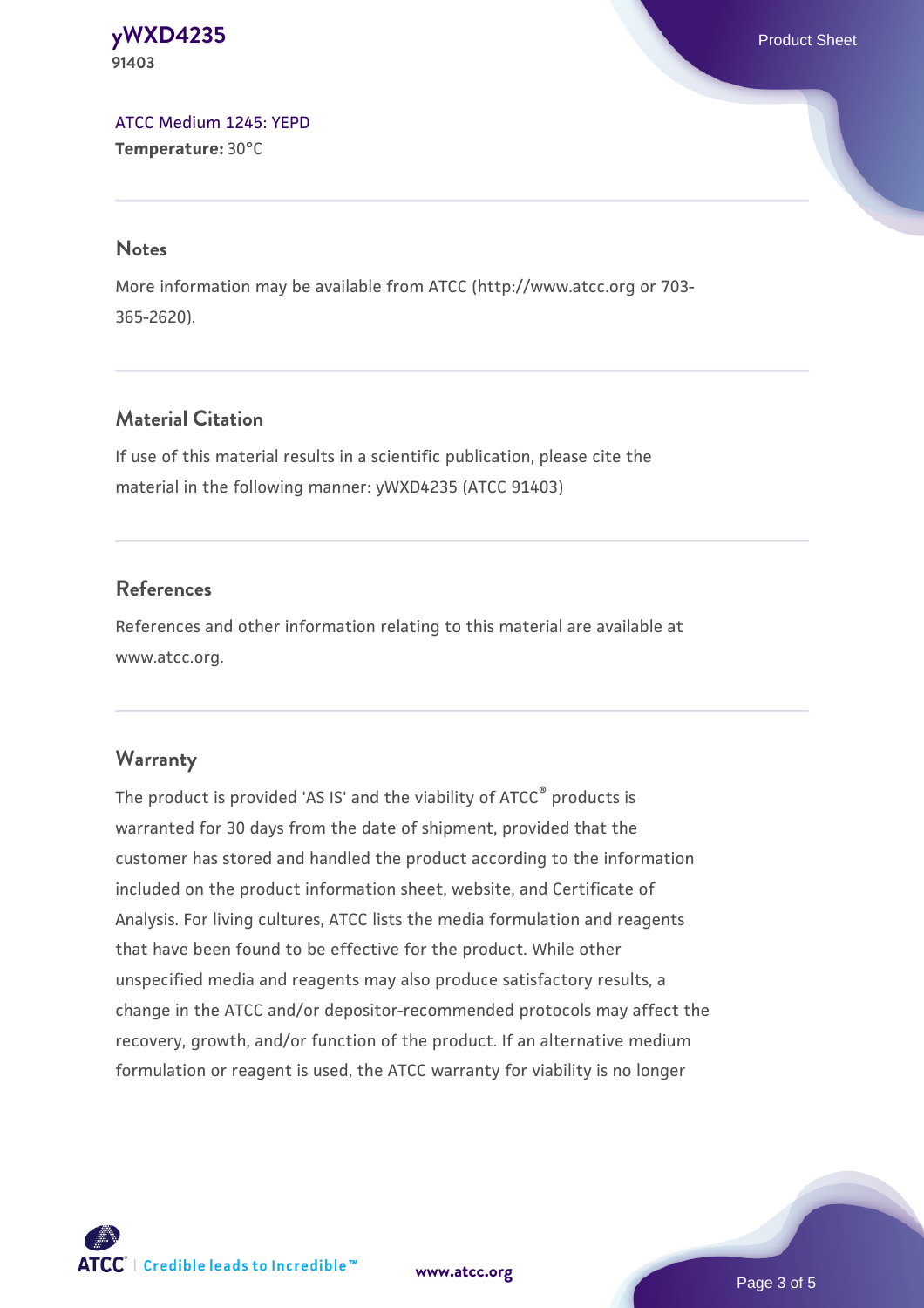[ATCC Medium 1245: YEPD](#)
**Temperature:** 30°C

## Notes

More information may be available from ATCC (http://www.atcc.org or 703-365-2620).

## Material Citation

If use of this material results in a scientific publication, please cite the material in the following manner: yWXD4235 (ATCC 91403)

## References

References and other information relating to this material are available at www.atcc.org.

## Warranty

The product is provided 'AS IS' and the viability of ATCC® products is warranted for 30 days from the date of shipment, provided that the customer has stored and handled the product according to the information included on the product information sheet, website, and Certificate of Analysis. For living cultures, ATCC lists the media formulation and reagents that have been found to be effective for the product. While other unspecified media and reagents may also produce satisfactory results, a change in the ATCC and/or depositor-recommended protocols may affect the recovery, growth, and/or function of the product. If an alternative medium formulation or reagent is used, the ATCC warranty for viability is no longer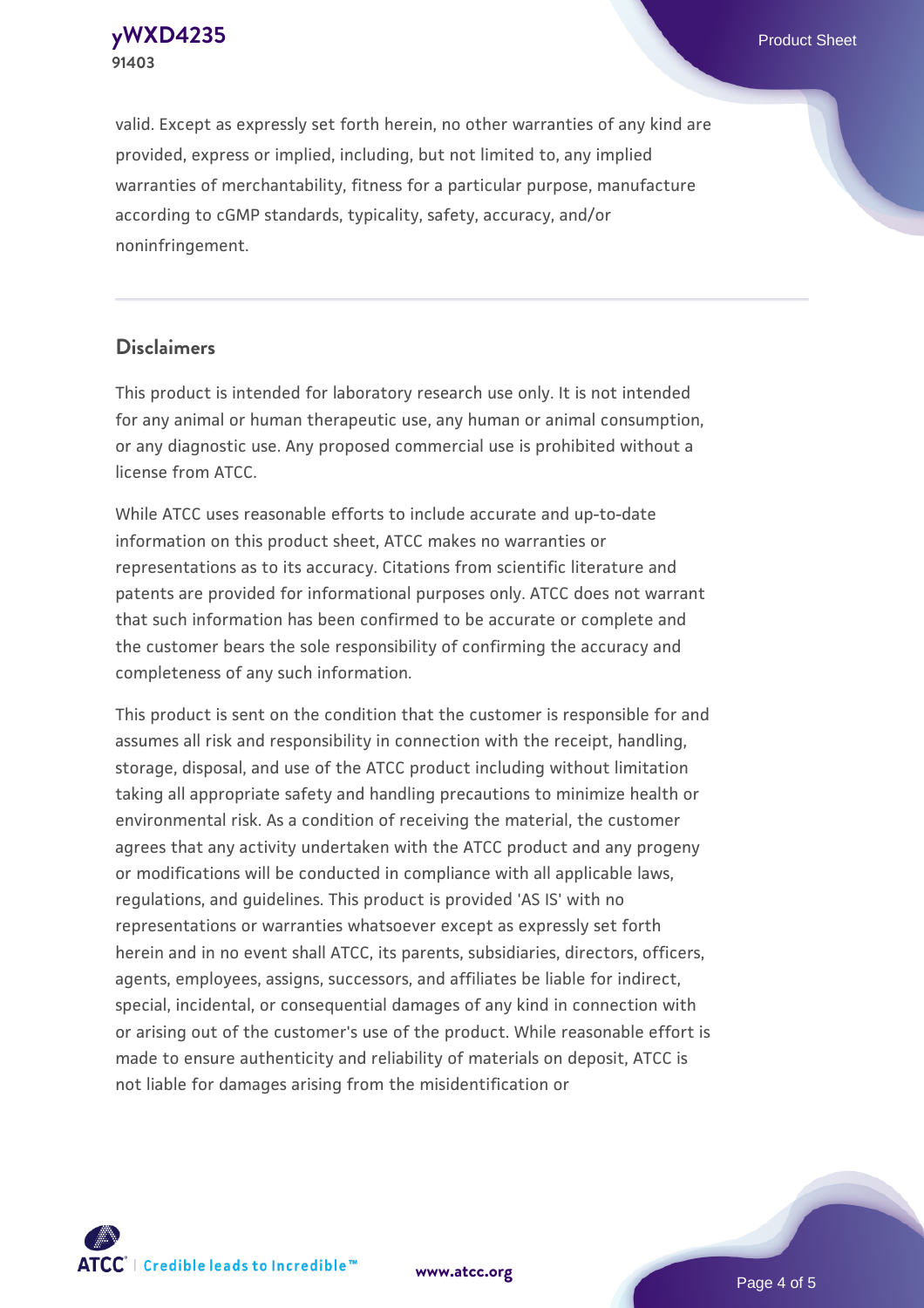valid. Except as expressly set forth herein, no other warranties of any kind are provided, express or implied, including, but not limited to, any implied warranties of merchantability, fitness for a particular purpose, manufacture according to cGMP standards, typicality, safety, accuracy, and/or noninfringement.

## Disclaimers

This product is intended for laboratory research use only. It is not intended for any animal or human therapeutic use, any human or animal consumption, or any diagnostic use. Any proposed commercial use is prohibited without a license from ATCC.

While ATCC uses reasonable efforts to include accurate and up-to-date information on this product sheet, ATCC makes no warranties or representations as to its accuracy. Citations from scientific literature and patents are provided for informational purposes only. ATCC does not warrant that such information has been confirmed to be accurate or complete and the customer bears the sole responsibility of confirming the accuracy and completeness of any such information.

This product is sent on the condition that the customer is responsible for and assumes all risk and responsibility in connection with the receipt, handling, storage, disposal, and use of the ATCC product including without limitation taking all appropriate safety and handling precautions to minimize health or environmental risk. As a condition of receiving the material, the customer agrees that any activity undertaken with the ATCC product and any progeny or modifications will be conducted in compliance with all applicable laws, regulations, and guidelines. This product is provided 'AS IS' with no representations or warranties whatsoever except as expressly set forth herein and in no event shall ATCC, its parents, subsidiaries, directors, officers, agents, employees, assigns, successors, and affiliates be liable for indirect, special, incidental, or consequential damages of any kind in connection with or arising out of the customer's use of the product. While reasonable effort is made to ensure authenticity and reliability of materials on deposit, ATCC is not liable for damages arising from the misidentification or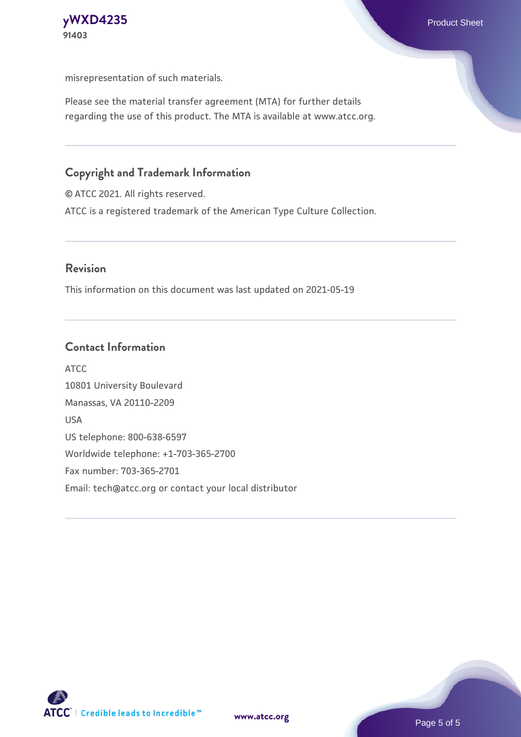misrepresentation of such materials.

Please see the material transfer agreement (MTA) for further details regarding the use of this product. The MTA is available at www.atcc.org.

## Copyright and Trademark Information

© ATCC 2021. All rights reserved.

ATCC is a registered trademark of the American Type Culture Collection.

## Revision

This information on this document was last updated on 2021-05-19

## Contact Information

ATCC
10801 University Boulevard
Manassas, VA 20110-2209
USA
US telephone: 800-638-6597
Worldwide telephone: +1-703-365-2700
Fax number: 703-365-2701
Email: tech@atcc.org or contact your local distributor